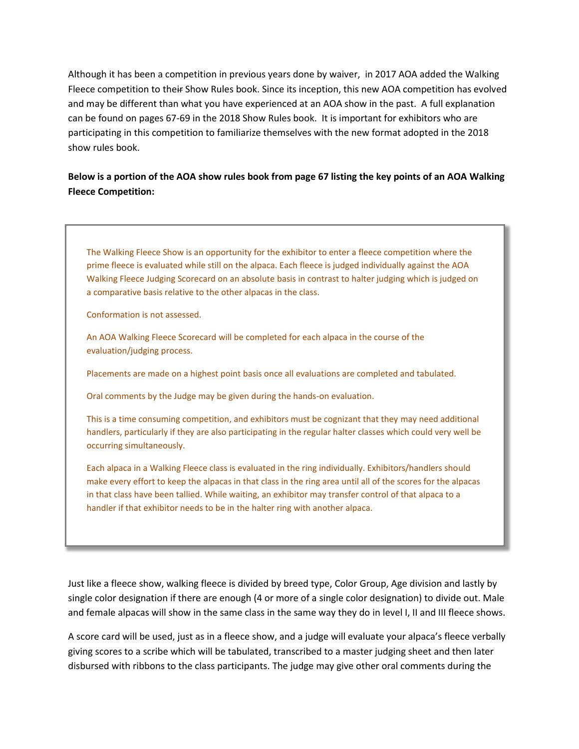Although it has been a competition in previous years done by waiver, in 2017 AOA added the Walking Fleece competition to their Show Rules book. Since its inception, this new AOA competition has evolved and may be different than what you have experienced at an AOA show in the past. A full explanation can be found on pages 67-69 in the 2018 Show Rules book. It is important for exhibitors who are participating in this competition to familiarize themselves with the new format adopted in the 2018 show rules book.

**Below is a portion of the AOA show rules book from page 67 listing the key points of an AOA Walking Fleece Competition:**

> The Walking Fleece Show is an opportunity for the exhibitor to enter a fleece competition where the prime fleece is evaluated while still on the alpaca. Each fleece is judged individually against the AOA Walking Fleece Judging Scorecard on an absolute basis in contrast to halter judging which is judged on a comparative basis relative to the other alpacas in the class.
>
> Conformation is not assessed.
>
> An AOA Walking Fleece Scorecard will be completed for each alpaca in the course of the evaluation/judging process.
>
> Placements are made on a highest point basis once all evaluations are completed and tabulated.
>
> Oral comments by the Judge may be given during the hands-on evaluation.
>
> This is a time consuming competition, and exhibitors must be cognizant that they may need additional handlers, particularly if they are also participating in the regular halter classes which could very well be occurring simultaneously.
>
> Each alpaca in a Walking Fleece class is evaluated in the ring individually. Exhibitors/handlers should make every effort to keep the alpacas in that class in the ring area until all of the scores for the alpacas in that class have been tallied. While waiting, an exhibitor may transfer control of that alpaca to a handler if that exhibitor needs to be in the halter ring with another alpaca.

Just like a fleece show, walking fleece is divided by breed type, Color Group, Age division and lastly by single color designation if there are enough (4 or more of a single color designation) to divide out. Male and female alpacas will show in the same class in the same way they do in level I, II and III fleece shows.

A score card will be used, just as in a fleece show, and a judge will evaluate your alpaca's fleece verbally giving scores to a scribe which will be tabulated, transcribed to a master judging sheet and then later disbursed with ribbons to the class participants. The judge may give other oral comments during the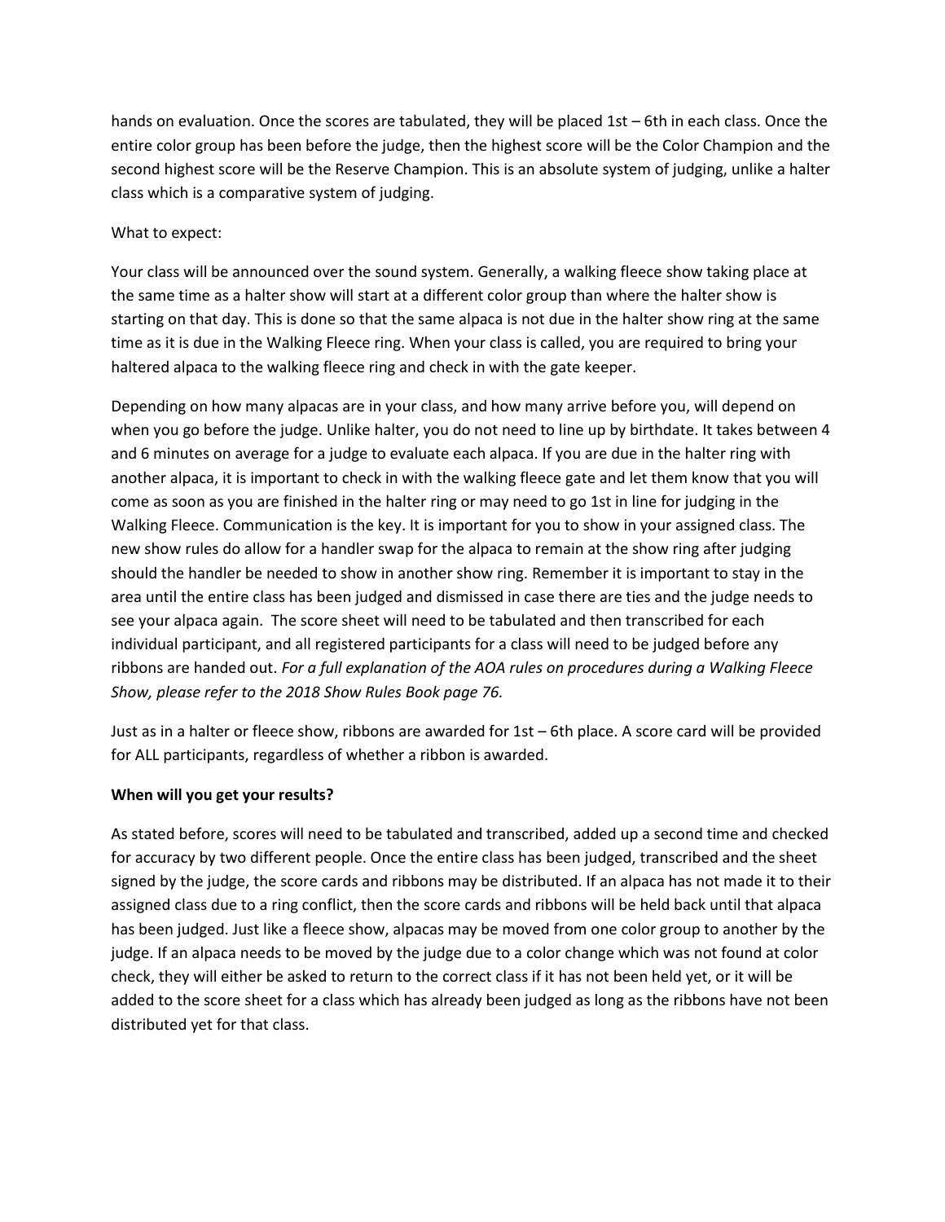hands on evaluation. Once the scores are tabulated, they will be placed 1st – 6th in each class. Once the entire color group has been before the judge, then the highest score will be the Color Champion and the second highest score will be the Reserve Champion. This is an absolute system of judging, unlike a halter class which is a comparative system of judging.

What to expect:

Your class will be announced over the sound system. Generally, a walking fleece show taking place at the same time as a halter show will start at a different color group than where the halter show is starting on that day. This is done so that the same alpaca is not due in the halter show ring at the same time as it is due in the Walking Fleece ring. When your class is called, you are required to bring your haltered alpaca to the walking fleece ring and check in with the gate keeper.

Depending on how many alpacas are in your class, and how many arrive before you, will depend on when you go before the judge. Unlike halter, you do not need to line up by birthdate. It takes between 4 and 6 minutes on average for a judge to evaluate each alpaca. If you are due in the halter ring with another alpaca, it is important to check in with the walking fleece gate and let them know that you will come as soon as you are finished in the halter ring or may need to go 1st in line for judging in the Walking Fleece. Communication is the key. It is important for you to show in your assigned class. The new show rules do allow for a handler swap for the alpaca to remain at the show ring after judging should the handler be needed to show in another show ring. Remember it is important to stay in the area until the entire class has been judged and dismissed in case there are ties and the judge needs to see your alpaca again. The score sheet will need to be tabulated and then transcribed for each individual participant, and all registered participants for a class will need to be judged before any ribbons are handed out. *For a full explanation of the AOA rules on procedures during a Walking Fleece Show, please refer to the 2018 Show Rules Book page 76.*

Just as in a halter or fleece show, ribbons are awarded for 1st – 6th place. A score card will be provided for ALL participants, regardless of whether a ribbon is awarded.

**When will you get your results?**

As stated before, scores will need to be tabulated and transcribed, added up a second time and checked for accuracy by two different people. Once the entire class has been judged, transcribed and the sheet signed by the judge, the score cards and ribbons may be distributed. If an alpaca has not made it to their assigned class due to a ring conflict, then the score cards and ribbons will be held back until that alpaca has been judged. Just like a fleece show, alpacas may be moved from one color group to another by the judge. If an alpaca needs to be moved by the judge due to a color change which was not found at color check, they will either be asked to return to the correct class if it has not been held yet, or it will be added to the score sheet for a class which has already been judged as long as the ribbons have not been distributed yet for that class.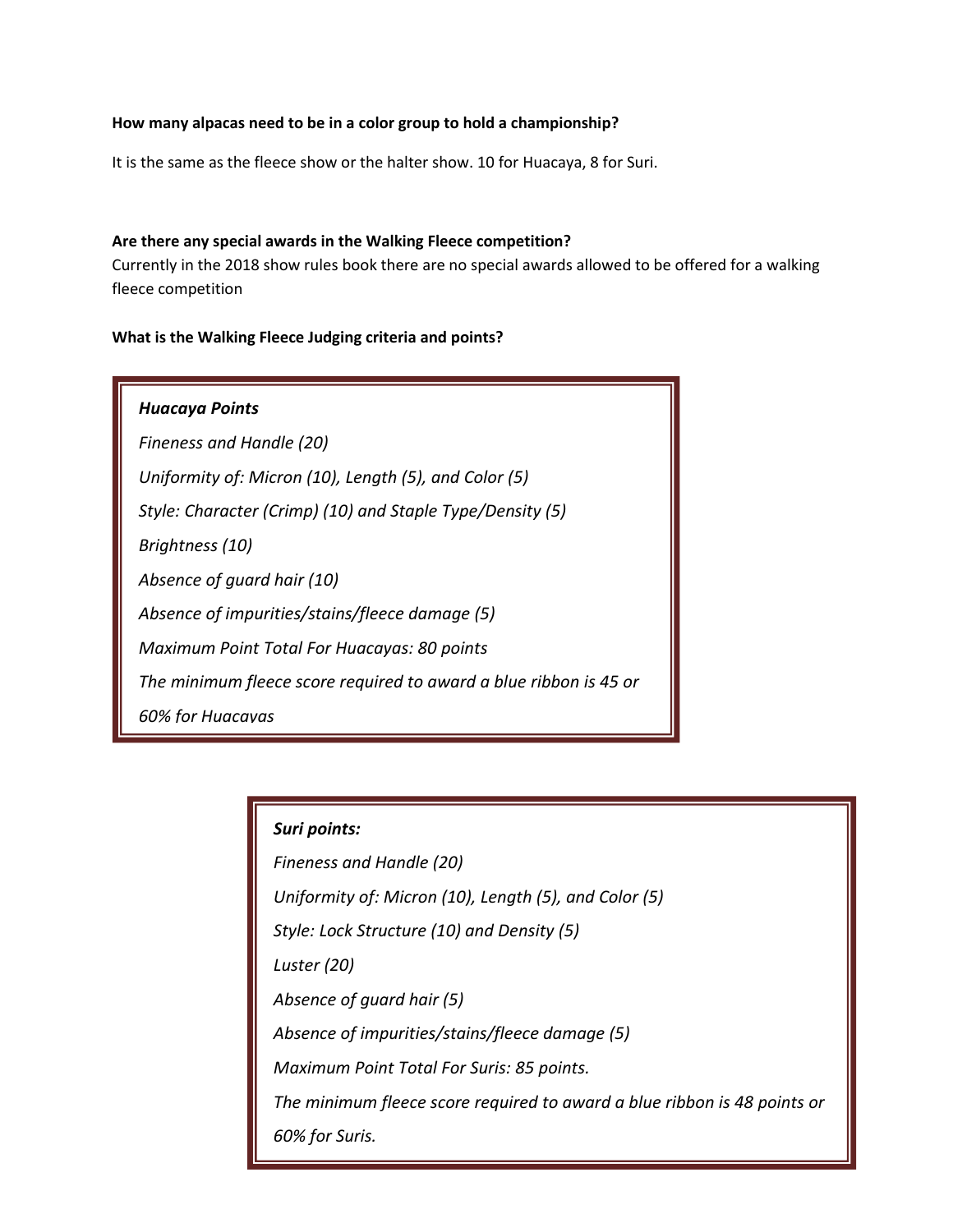**How many alpacas need to be in a color group to hold a championship?**

It is the same as the fleece show or the halter show. 10 for Huacaya, 8 for Suri.

**Are there any special awards in the Walking Fleece competition?**

Currently in the 2018 show rules book there are no special awards allowed to be offered for a walking fleece competition

**What is the Walking Fleece Judging criteria and points?**

***Huacaya Points***

*Fineness and Handle (20)*

*Uniformity of: Micron (10), Length (5), and Color (5)*

*Style: Character (Crimp) (10) and Staple Type/Density (5)*

*Brightness (10)*

*Absence of guard hair (10)*

*Absence of impurities/stains/fleece damage (5)*

*Maximum Point Total For Huacayas: 80 points*

*The minimum fleece score required to award a blue ribbon is 45 or 60% for Huacayas*

***Suri points:***

*Fineness and Handle (20)*

*Uniformity of: Micron (10), Length (5), and Color (5)*

*Style: Lock Structure (10) and Density (5)*

*Luster (20)*

*Absence of guard hair (5)*

*Absence of impurities/stains/fleece damage (5)*

*Maximum Point Total For Suris: 85 points.*

*The minimum fleece score required to award a blue ribbon is 48 points or 60% for Suris.*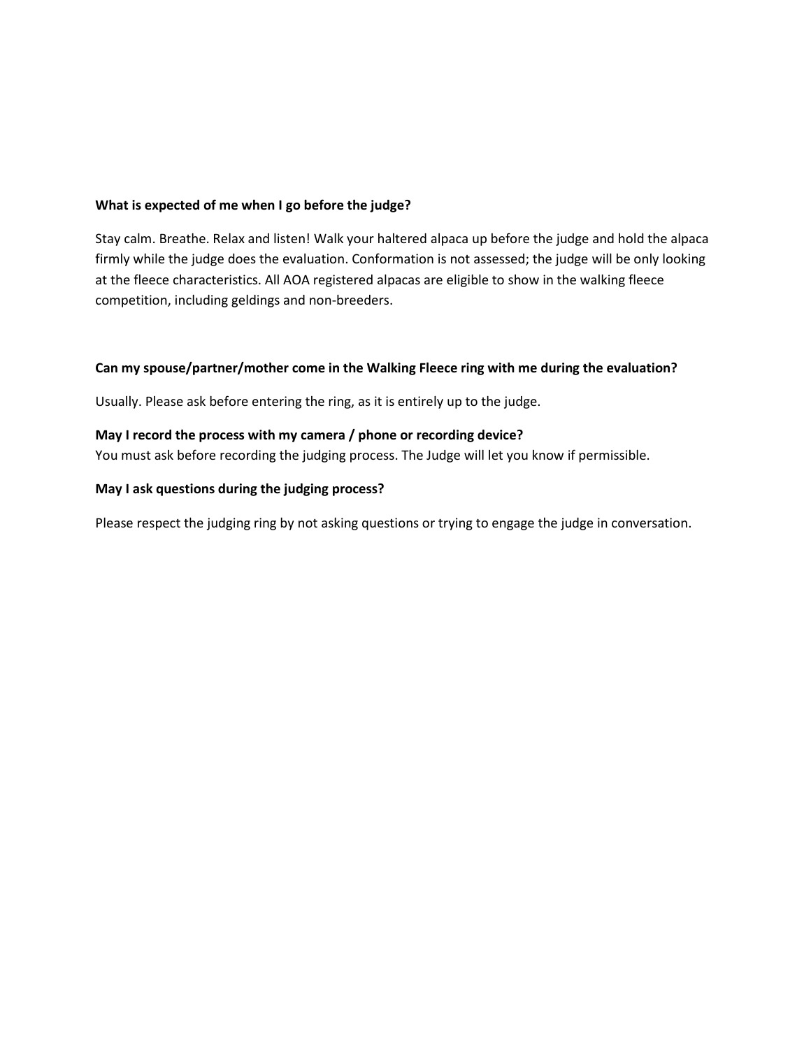**What is expected of me when I go before the judge?**

Stay calm. Breathe. Relax and listen! Walk your haltered alpaca up before the judge and hold the alpaca firmly while the judge does the evaluation. Conformation is not assessed; the judge will be only looking at the fleece characteristics. All AOA registered alpacas are eligible to show in the walking fleece competition, including geldings and non-breeders.

**Can my spouse/partner/mother come in the Walking Fleece ring with me during the evaluation?**

Usually. Please ask before entering the ring, as it is entirely up to the judge.

**May I record the process with my camera / phone or recording device?**

You must ask before recording the judging process. The Judge will let you know if permissible.

**May I ask questions during the judging process?**

Please respect the judging ring by not asking questions or trying to engage the judge in conversation.